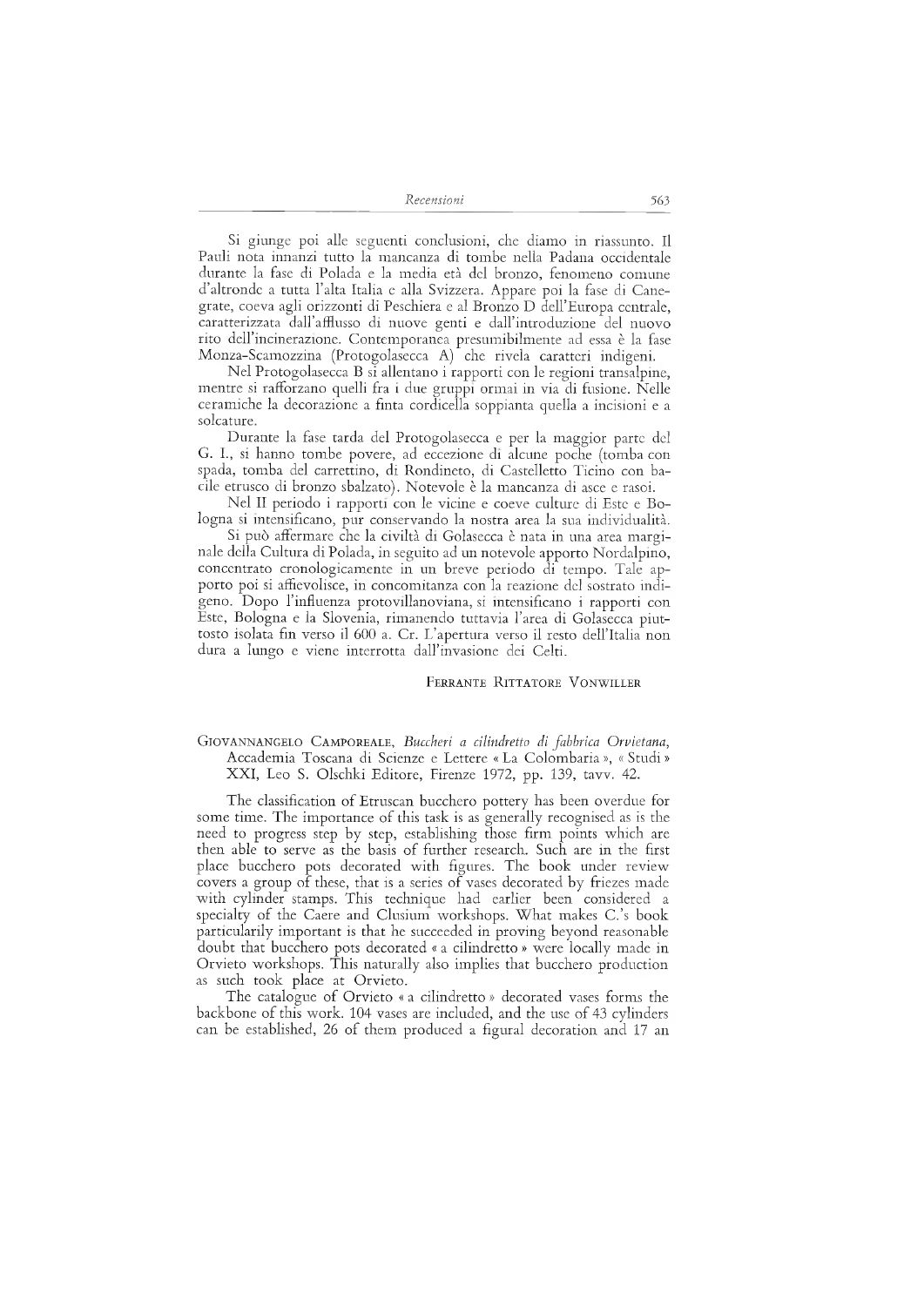Si giunge poi alle seguenti conclusioni, che diamo in riassunto. Il Pauli nota innanzi tutto la mancanza di tombe nella Padana occidentale durante la fase di Polada e la media età del bronzo, fenomeno comune d'altronde a tutta l'alta Italia e alla Svizzera. Appare poi la fase di Canegrate, coeva agli orizzonti di Peschiera e al Bronzo D dell'Europa centrale, caratterizzata dall'afflusso di nuove genti e dall'introduzione del nuovo rito dell'incinerazione. Contemporanea presumibilmente ad essa è la fase Monza-Scamozzina (Protogolasecca A) che rivela caratteri indigeni.

Nel Protogolasecca B si allentano i rapporti con le regioni transalpine, mentre si rafforzano quelli fra i due gruppi ormai in via di fusione. Nelle ceramiche la decorazione a finta cordicella soppianta quella a incisioni e a solcature.

Durante la fase tarda del Protogolasecca e per la maggior parte del G. I., si hanno tombe povere, ad eccezione di alcune poche (tomba con spada, tomba del carrettino, di Rondineto, di Castelletto Ticino con bacile etrusco di bronzo sbalzato). Notevole è la mancanza di asce e rasoi.

Nel II periodo i rapporti con le vicine e coeve culture di Este e Bologna si intensificano, pur conservando la nostra area la sua individualità.

Si può affermare che la civiltà di Golasecca è nata in una area marginale della Cultura di Polada, in seguito ad un notevole apporto Nordalpino, concentrato cronologicamente in un breve periodo di tempo. Tale apporto poi si affievolisce, in concomitanza con la reazione del sostrato indigeno. Dopo l'influenza protovillanoviana, si intensificano i rapporti con Este, Bologna e la Slovenia, rimanendo tuttavia l'area di Golasecca piuttosto isolata fin verso il 600 a. Cr. L'apertura verso il resto dell'Italia non dura a lungo e viene interrotta dall'invasione dei Celti.

FERRANTE RITTATORE VONWILLER

GIOVANNANGELO CAMPOREALE, *Buccheri a cilindretto di fabbrica Orvietana*, Accademia Toscana di Scienze e Lettere « La Colombaria », « Studi » XXI, Leo S. Olschki Editore, Firenze 1972, pp. 139, tavv. 42.

The classification of Etruscan bucchero pottery has been overdue for some time. The importance of this task is as generally recognised as is the need to progress step by step, establishing those firm points which are then able to serve as the basis of further research. Such are in the first place bucchero pots decorated with figures. The book under review covers a group of these, that is a series of vases decorated by friezes made with cylinder stamps. This technique had earlier been considered a specialty of the Caere and Clusium workshops. What makes C.'s book particularily important is that he succeeded in proving beyond reasonable doubt that bucchero pots decorated « a cilindretto » were locally made in Orvieto workshops. This naturally also implies that bucchero production as such took place at Orvieto.

The catalogue of Orvieto « a cilindretto » decorated vases forms the backbone of this work. 104 vases are included, and the use of 43 cylinders can be established, 26 of them produced a figural decoration and 17 an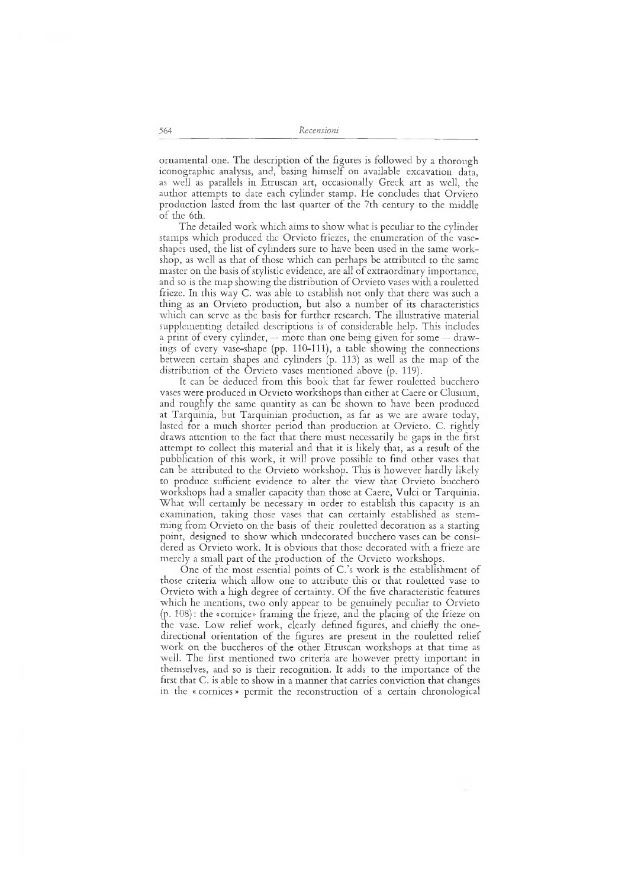ornamental one. The description of the figures is followed by a thorough iconographic analysis, and, basing himself on available excavation data, as well as parallels in Etruscan art, occasionally Greek art as well, the author attempts to date each cylinder stamp. He concludes that Orvieto production lasted from the last quarter of the 7th century to the middle of the 6th.

The detailed work which aims to show what is peculiar to the cylinder stamps which produced the Orvieto friezes, the enumeration of the vase-shapes used, the list of cylinders sure to have been used in the same workshop, as well as that of those which can perhaps be attributed to the same master on the basis of stylistic evidence, are all of extraordinary importance, and so is the map showing the distribution of Orvieto vases with a rouletted frieze. In this way C. was able to establish not only that there was such a thing as an Orvieto production, but also a number of its characteristics which can serve as the basis for further research. The illustrative material supplementing detailed descriptions is of considerable help. This includes a print of every cylinder, — more than one being given for some — drawings of every vase-shape (pp. 110-111), a table showing the connections between certain shapes and cylinders (p. 113) as well as the map of the distribution of the Orvieto vases mentioned above (p. 119).

It can be deduced from this book that far fewer rouletted bucchero vases were produced in Orvieto workshops than either at Caere or Clusium, and roughly the same quantity as can be shown to have been produced at Tarquinia, but Tarquinian production, as far as we are aware today, lasted for a much shorter period than production at Orvieto. C. rightly draws attention to the fact that there must necessarily be gaps in the first attempt to collect this material and that it is likely that, as a result of the pubblication of this work, it will prove possible to find other vases that can be attributed to the Orvieto workshop. This is however hardly likely to produce sufficient evidence to alter the view that Orvieto bucchero workshops had a smaller capacity than those at Caere, Vulci or Tarquinia. What will certainly be necessary in order to establish this capacity is an examination, taking those vases that can certainly established as stemming from Orvieto on the basis of their rouletted decoration as a starting point, designed to show which undecorated bucchero vases can be considered as Orvieto work. It is obvious that those decorated with a frieze are merely a small part of the production of the Orvieto workshops.

One of the most essential points of C.'s work is the establishment of those criteria which allow one to attribute this or that rouletted vase to Orvieto with a high degree of certainty. Of the five characteristic features which he mentions, two only appear to be genuinely peculiar to Orvieto (p. 108): the «cornice» framing the frieze, and the placing of the frieze on the vase. Low relief work, clearly defined figures, and chiefly the one-directional orientation of the figures are present in the rouletted relief work on the buccheros of the other Etruscan workshops at that time as well. The first mentioned two criteria are however pretty important in themselves, and so is their recognition. It adds to the importance of the first that C. is able to show in a manner that carries conviction that changes in the « cornices » permit the reconstruction of a certain chronological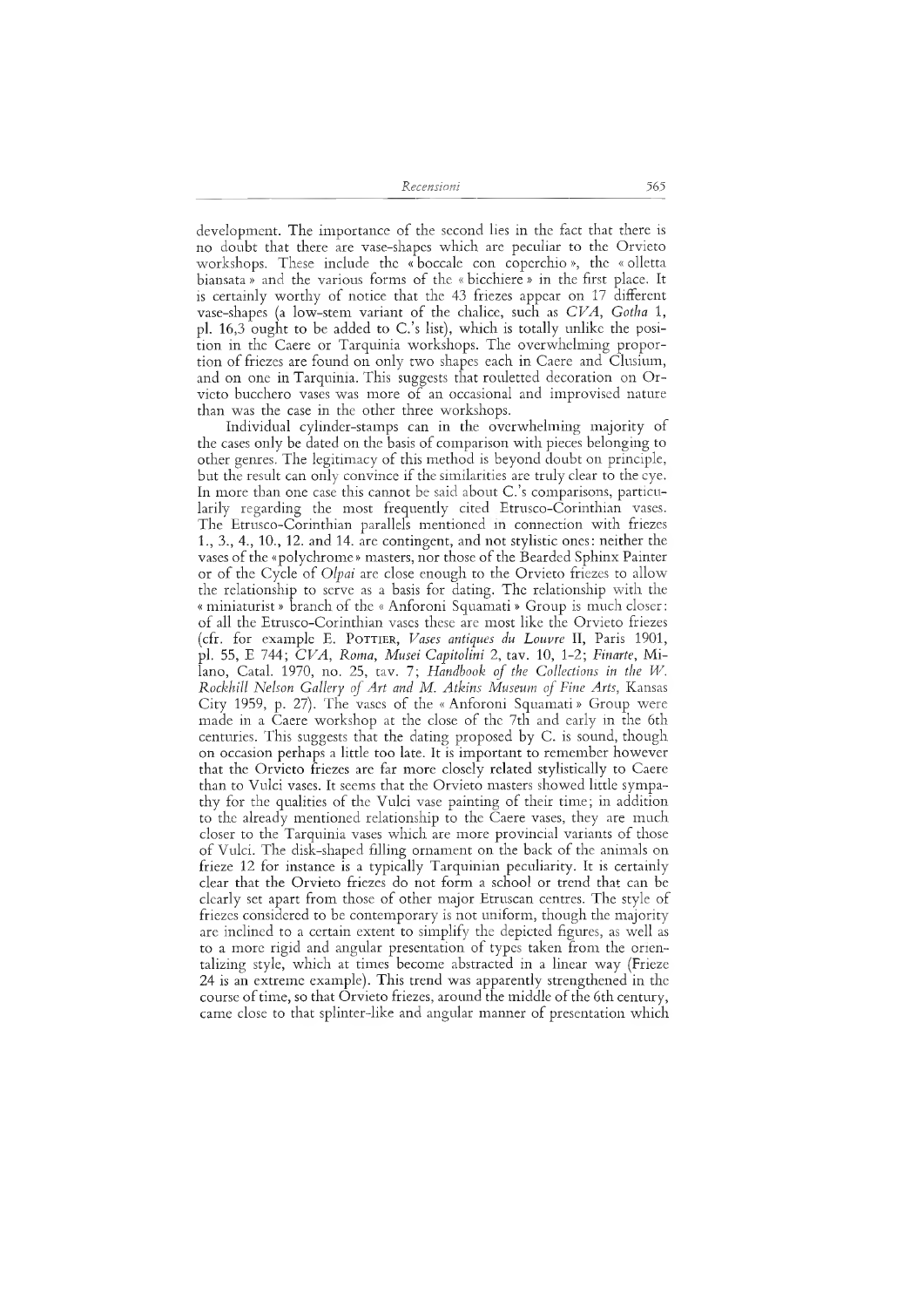development. The importance of the second lies in the fact that there is no doubt that there are vase-shapes which are peculiar to the Orvieto workshops. These include the « boccale con coperchio », the « olletta biansata » and the various forms of the « bicchiere » in the first place. It is certainly worthy of notice that the 43 friezes appear on 17 different vase-shapes (a low-stem variant of the chalice, such as *CVA*, *Gotha* 1, pl. 16,3 ought to be added to C.'s list), which is totally unlike the position in the Caere or Tarquinia workshops. The overwhelming proportion of friezes are found on only two shapes each in Caere and Clusium, and on one in Tarquinia. This suggests that rouletted decoration on Orvieto bucchero vases was more of an occasional and improvised nature than was the case in the other three workshops.

Individual cylinder-stamps can in the overwhelming majority of the cases only be dated on the basis of comparison with pieces belonging to other genres. The legitimacy of this method is beyond doubt on principle, but the result can only convince if the similarities are truly clear to the eye. In more than one case this cannot be said about C.'s comparisons, particularily regarding the most frequently cited Etrusco-Corinthian vases. The Etrusco-Corinthian parallels mentioned in connection with friezes 1., 3., 4., 10., 12. and 14. are contingent, and not stylistic ones: neither the vases of the «polychrome» masters, nor those of the Bearded Sphinx Painter or of the Cycle of *Olpai* are close enough to the Orvieto friezes to allow the relationship to serve as a basis for dating. The relationship with the « miniaturist » branch of the « Anforoni Squamati » Group is much closer: of all the Etrusco-Corinthian vases these are most like the Orvieto friezes (cfr. for example E. Pottier, *Vases antiques du Louvre* II, Paris 1901, pl. 55, E 744; *CVA*, *Roma, Musei Capitolini* 2, tav. 10, 1-2; *Finarte*, Milano, Catal. 1970, no. 25, tav. 7; *Handbook of the Collections in the W. Rockhill Nelson Gallery of Art and M. Atkins Museum of Fine Arts*, Kansas City 1959, p. 27). The vases of the « Anforoni Squamati » Group were made in a Caere workshop at the close of the 7th and early in the 6th centuries. This suggests that the dating proposed by C. is sound, though on occasion perhaps a little too late. It is important to remember however that the Orvieto friezes are far more closely related stylistically to Caere than to Vulci vases. It seems that the Orvieto masters showed little sympathy for the qualities of the Vulci vase painting of their time; in addition to the already mentioned relationship to the Caere vases, they are much closer to the Tarquinia vases which are more provincial variants of those of Vulci. The disk-shaped filling ornament on the back of the animals on frieze 12 for instance is a typically Tarquinian peculiarity. It is certainly clear that the Orvieto friezes do not form a school or trend that can be clearly set apart from those of other major Etruscan centres. The style of friezes considered to be contemporary is not uniform, though the majority are inclined to a certain extent to simplify the depicted figures, as well as to a more rigid and angular presentation of types taken from the orientalizing style, which at times become abstracted in a linear way (Frieze 24 is an extreme example). This trend was apparently strengthened in the course of time, so that Orvieto friezes, around the middle of the 6th century, came close to that splinter-like and angular manner of presentation which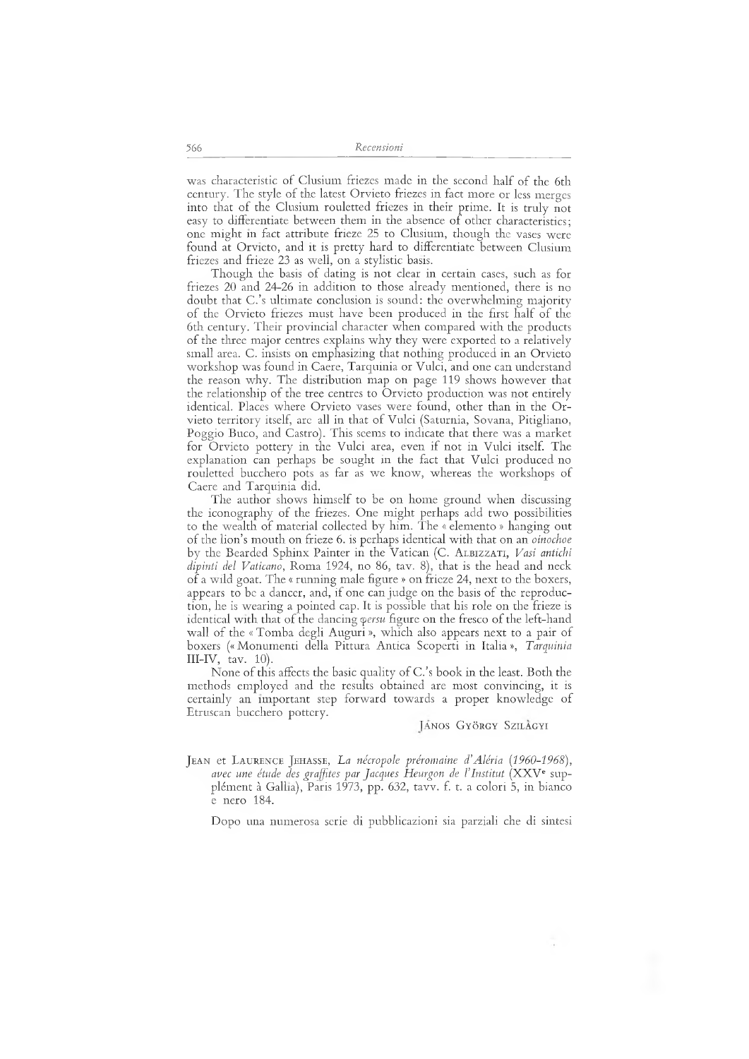was characteristic of Clusium friezes made in the second half of the 6th century. The style of the latest Orvieto friezes in fact more or less merges into that of the Clusium rouletted friezes in their prime. It is truly not easy to differentiate between them in the absence of other characteristics; one might in fact attribute frieze 25 to Clusium, though the vases were found at Orvieto, and it is pretty hard to differentiate between Clusium friezes and frieze 23 as well, on a stylistic basis.

Though the basis of dating is not clear in certain cases, such as for friezes 20 and 24-26 in addition to those already mentioned, there is no doubt that C.'s ultimate conclusion is sound: the overwhelming majority of the Orvieto friezes must have been produced in the first half of the 6th century. Their provincial character when compared with the products of the three major centres explains why they were exported to a relatively small area. C. insists on emphasizing that nothing produced in an Orvieto workshop was found in Caere, Tarquinia or Vulci, and one can understand the reason why. The distribution map on page 119 shows however that the relationship of the tree centres to Orvieto production was not entirely identical. Places where Orvieto vases were found, other than in the Orvieto territory itself, are all in that of Vulci (Saturnia, Sovana, Pitigliano, Poggio Buco, and Castro). This seems to indicate that there was a market for Orvieto pottery in the Vulci area, even if not in Vulci itself. The explanation can perhaps be sought in the fact that Vulci produced no rouletted bucchero pots as far as we know, whereas the workshops of Caere and Tarquinia did.

The author shows himself to be on home ground when discussing the iconography of the friezes. One might perhaps add two possibilities to the wealth of material collected by him. The « elemento » hanging out of the lion's mouth on frieze 6. is perhaps identical with that on an *oinochoe* by the Bearded Sphinx Painter in the Vatican (C. ALBIZZATI, *Vasi antichi dipinti del Vaticano*, Roma 1924, no 86, tav. 8), that is the head and neck of a wild goat. The « running male figure » on frieze 24, next to the boxers, appears to be a dancer, and, if one can judge on the basis of the reproduction, he is wearing a pointed cap. It is possible that his role on the frieze is identical with that of the dancing *φersu* figure on the fresco of the left-hand wall of the « Tomba degli Auguri », which also appears next to a pair of boxers (« Monumenti della Pittura Antica Scoperti in Italia », *Tarquinia* III-IV, tav. 10).

None of this affects the basic quality of C.'s book in the least. Both the methods employed and the results obtained are most convincing, it is certainly an important step forward towards a proper knowledge of Etruscan bucchero pottery.

JÁNOS GYÖRGY SZILÁGYI

JEAN et LAURENCE JEHASSE, *La nécropole préromaine d'Aléria (1960-1968), avec une étude des graffites par Jacques Heurgon de l'Institut* (XXVᵉ supplément à Gallia), Paris 1973, pp. 632, tavv. f. t. a colori 5, in bianco e nero 184.

Dopo una numerosa serie di pubblicazioni sia parziali che di sintesi